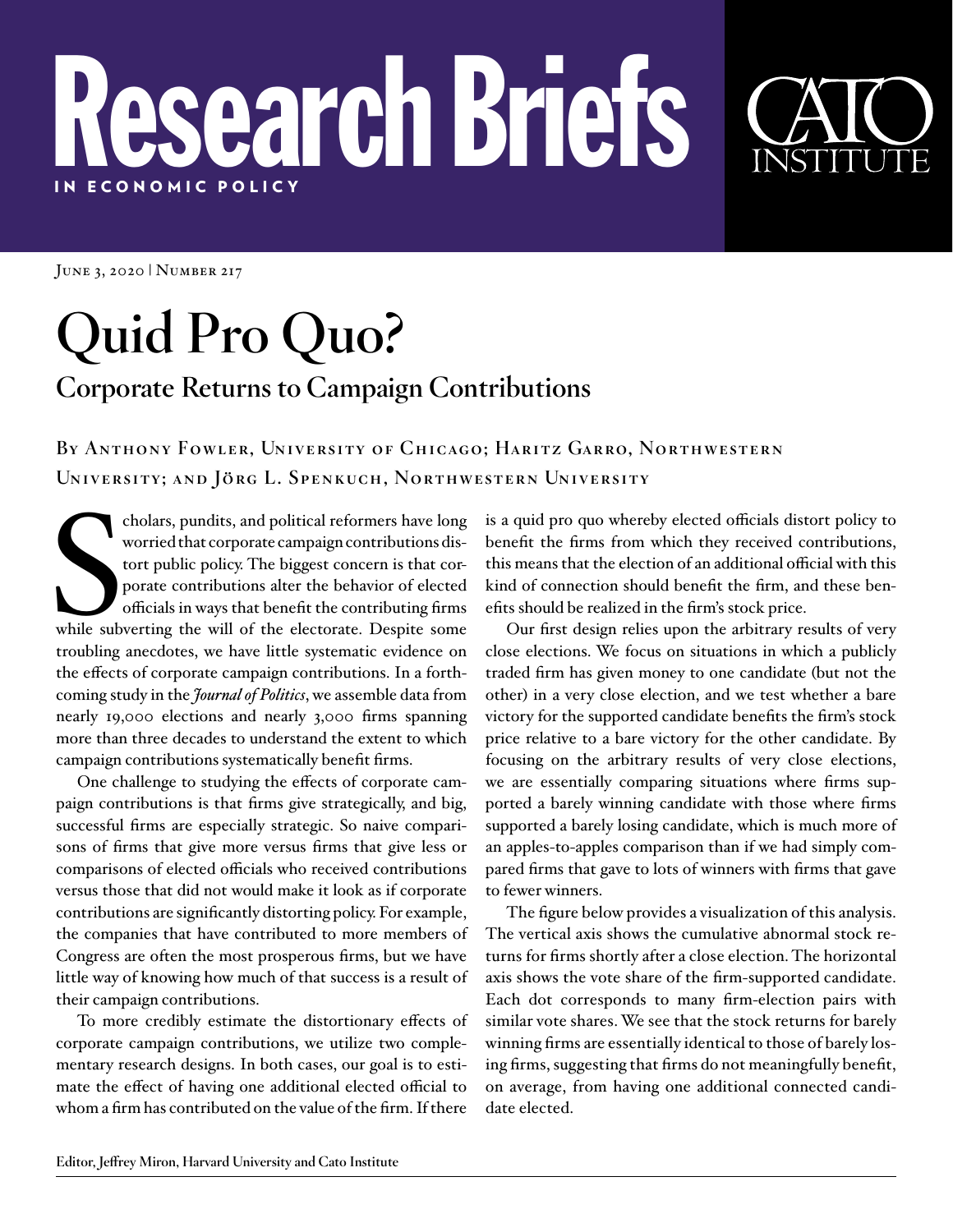# Research Briefs

IN ECONOMIC POLICY

June 3, 2020 | Number 217

# Quid Pro Quo?

## Corporate Returns to Campaign Contributions

By Anthony Fowler, University of Chicago; Haritz Garro, Northwestern University; and Jörg L. Spenkuch, Northwestern University

Scholars, pundits, and political reformers have long worried that corporate campaign contributions distort public policy. The biggest concern is that corporate contributions alter the behavior of elected officials in ways that benefit the contributing firms while subverting the will of the electorate. Despite some troubling anecdotes, we have little systematic evidence on the effects of corporate campaign contributions. In a forthcoming study in the *Journal of Politics*, we assemble data from nearly 19,000 elections and nearly 3,000 firms spanning more than three decades to understand the extent to which campaign contributions systematically benefit firms.

One challenge to studying the effects of corporate campaign contributions is that firms give strategically, and big, successful firms are especially strategic. So naive comparisons of firms that give more versus firms that give less or comparisons of elected officials who received contributions versus those that did not would make it look as if corporate contributions are significantly distorting policy. For example, the companies that have contributed to more members of Congress are often the most prosperous firms, but we have little way of knowing how much of that success is a result of their campaign contributions.

To more credibly estimate the distortionary effects of corporate campaign contributions, we utilize two complementary research designs. In both cases, our goal is to estimate the effect of having one additional elected official to whom a firm has contributed on the value of the firm. If there is a quid pro quo whereby elected officials distort policy to benefit the firms from which they received contributions, this means that the election of an additional official with this kind of connection should benefit the firm, and these benefits should be realized in the firm's stock price.

Our first design relies upon the arbitrary results of very close elections. We focus on situations in which a publicly traded firm has given money to one candidate (but not the other) in a very close election, and we test whether a bare victory for the supported candidate benefits the firm's stock price relative to a bare victory for the other candidate. By focusing on the arbitrary results of very close elections, we are essentially comparing situations where firms supported a barely winning candidate with those where firms supported a barely losing candidate, which is much more of an apples-to-apples comparison than if we had simply compared firms that gave to lots of winners with firms that gave to fewer winners.

The figure below provides a visualization of this analysis. The vertical axis shows the cumulative abnormal stock returns for firms shortly after a close election. The horizontal axis shows the vote share of the firm-supported candidate. Each dot corresponds to many firm-election pairs with similar vote shares. We see that the stock returns for barely winning firms are essentially identical to those of barely losing firms, suggesting that firms do not meaningfully benefit, on average, from having one additional connected candidate elected.

Editor, Jeffrey Miron, Harvard University and Cato Institute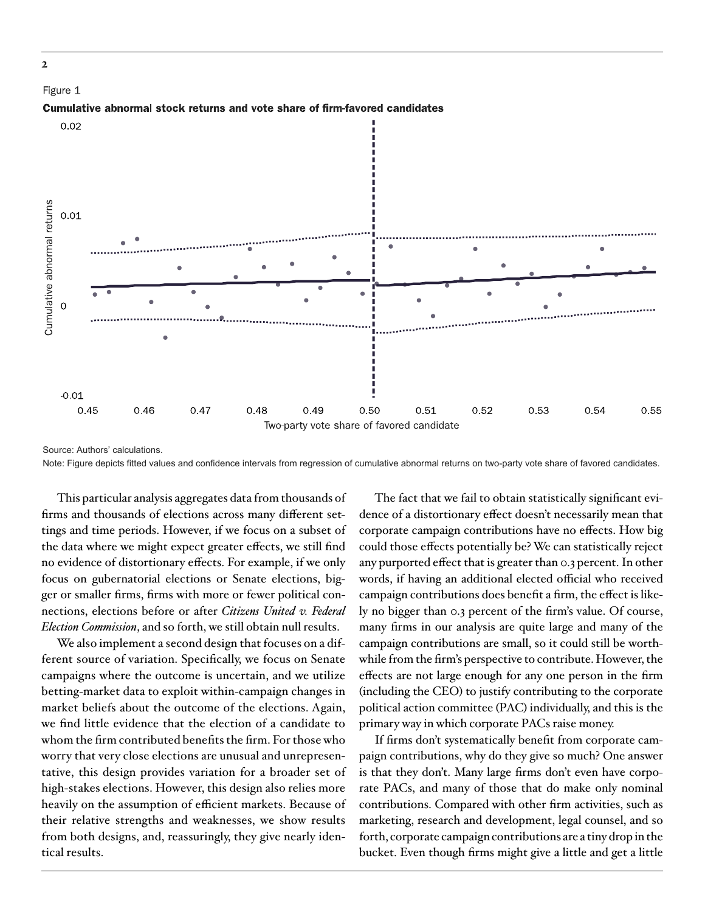Figure 1

**Cumulative abnormal stock returns and vote share of firm-favored candidates**

Source: Authors' calculations.

Note: Figure depicts fitted values and confidence intervals from regression of cumulative abnormal returns on two-party vote share of favored candidates.

This particular analysis aggregates data from thousands of firms and thousands of elections across many different settings and time periods. However, if we focus on a subset of the data where we might expect greater effects, we still find no evidence of distortionary effects. For example, if we only focus on gubernatorial elections or Senate elections, bigger or smaller firms, firms with more or fewer political connections, elections before or after *Citizens United v. Federal Election Commission*, and so forth, we still obtain null results.

We also implement a second design that focuses on a different source of variation. Specifically, we focus on Senate campaigns where the outcome is uncertain, and we utilize betting-market data to exploit within-campaign changes in market beliefs about the outcome of the elections. Again, we find little evidence that the election of a candidate to whom the firm contributed benefits the firm. For those who worry that very close elections are unusual and unrepresentative, this design provides variation for a broader set of high-stakes elections. However, this design also relies more heavily on the assumption of efficient markets. Because of their relative strengths and weaknesses, we show results from both designs, and, reassuringly, they give nearly identical results.

The fact that we fail to obtain statistically significant evidence of a distortionary effect doesn't necessarily mean that corporate campaign contributions have no effects. How big could those effects potentially be? We can statistically reject any purported effect that is greater than 0.3 percent. In other words, if having an additional elected official who received campaign contributions does benefit a firm, the effect is likely no bigger than 0.3 percent of the firm's value. Of course, many firms in our analysis are quite large and many of the campaign contributions are small, so it could still be worthwhile from the firm's perspective to contribute. However, the effects are not large enough for any one person in the firm (including the CEO) to justify contributing to the corporate political action committee (PAC) individually, and this is the primary way in which corporate PACs raise money.

If firms don't systematically benefit from corporate campaign contributions, why do they give so much? One answer is that they don't. Many large firms don't even have corporate PACs, and many of those that do make only nominal contributions. Compared with other firm activities, such as marketing, research and development, legal counsel, and so forth, corporate campaign contributions are a tiny drop in the bucket. Even though firms might give a little and get a little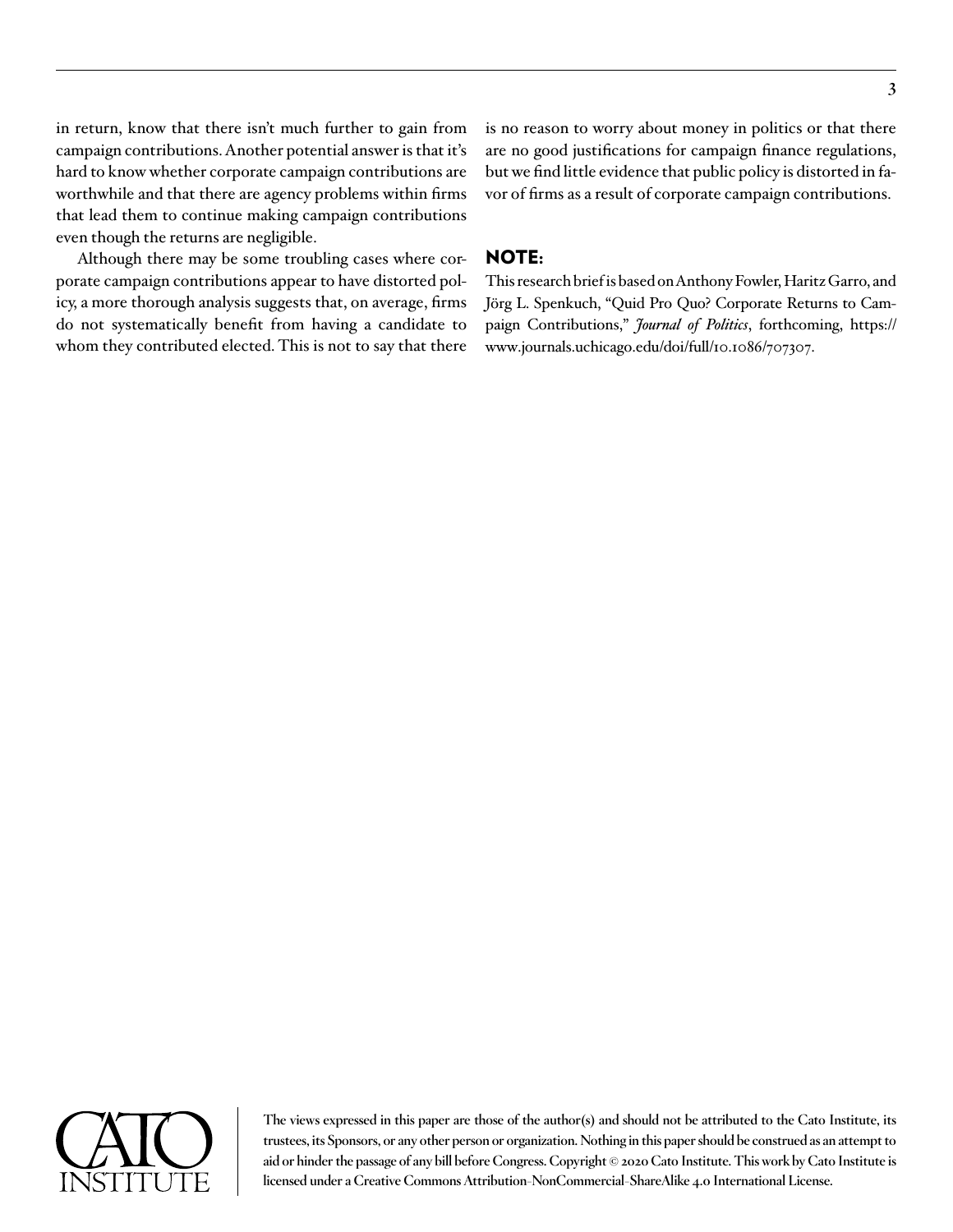in return, know that there isn't much further to gain from campaign contributions. Another potential answer is that it's hard to know whether corporate campaign contributions are worthwhile and that there are agency problems within firms that lead them to continue making campaign contributions even though the returns are negligible.

Although there may be some troubling cases where corporate campaign contributions appear to have distorted policy, a more thorough analysis suggests that, on average, firms do not systematically benefit from having a candidate to whom they contributed elected. This is not to say that there is no reason to worry about money in politics or that there are no good justifications for campaign finance regulations, but we find little evidence that public policy is distorted in favor of firms as a result of corporate campaign contributions.

## NOTE:

This research brief is based on Anthony Fowler, Haritz Garro, and Jörg L. Spenkuch, "Quid Pro Quo? Corporate Returns to Campaign Contributions," *Journal of Politics*, forthcoming, https://www.journals.uchicago.edu/doi/full/10.1086/707307.

The views expressed in this paper are those of the author(s) and should not be attributed to the Cato Institute, its trustees, its Sponsors, or any other person or organization. Nothing in this paper should be construed as an attempt to aid or hinder the passage of any bill before Congress. Copyright © 2020 Cato Institute. This work by Cato Institute is licensed under a Creative Commons Attribution-NonCommercial-ShareAlike 4.0 International License.